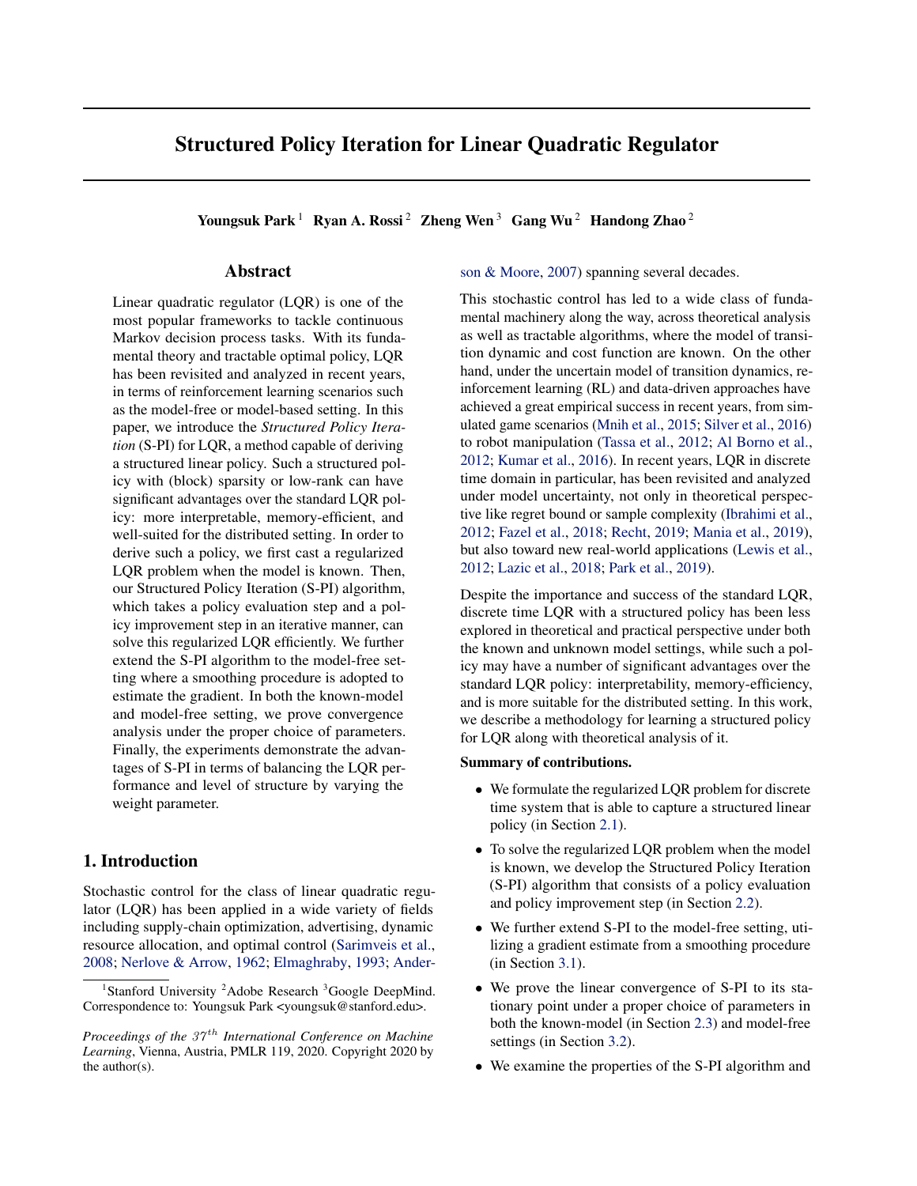# Structured Policy Iteration for Linear Quadratic Regulator

**Youngsuk Park** [1] **Ryan A. Rossi** [2] **Zheng Wen** [3] **Gang Wu** [2] **Handong Zhao** [2]

## Abstract

Linear quadratic regulator (LQR) is one of the most popular frameworks to tackle continuous Markov decision process tasks. With its fundamental theory and tractable optimal policy, LQR has been revisited and analyzed in recent years, in terms of reinforcement learning scenarios such as the model-free or model-based setting. In this paper, we introduce the *Structured Policy Iteration* (S-PI) for LQR, a method capable of deriving a structured linear policy. Such a structured policy with (block) sparsity or low-rank can have significant advantages over the standard LQR policy: more interpretable, memory-efficient, and well-suited for the distributed setting. In order to derive such a policy, we first cast a regularized LQR problem when the model is known. Then, our Structured Policy Iteration (S-PI) algorithm, which takes a policy evaluation step and a policy improvement step in an iterative manner, can solve this regularized LQR efficiently. We further extend the S-PI algorithm to the model-free setting where a smoothing procedure is adopted to estimate the gradient. In both the known-model and model-free setting, we prove convergence analysis under the proper choice of parameters. Finally, the experiments demonstrate the advantages of S-PI in terms of balancing the LQR performance and level of structure by varying the weight parameter.

## 1. Introduction

Stochastic control for the class of linear quadratic regulator (LQR) has been applied in a wide variety of fields including supply-chain optimization, advertising, dynamic resource allocation, and optimal control (Sarimveis et al., 2008; Nerlove & Arrow, 1962; Elmaghraby, 1993; Anderson & Moore, 2007) spanning several decades.

This stochastic control has led to a wide class of fundamental machinery along the way, across theoretical analysis as well as tractable algorithms, where the model of transition dynamic and cost function are known. On the other hand, under the uncertain model of transition dynamics, reinforcement learning (RL) and data-driven approaches have achieved a great empirical success in recent years, from simulated game scenarios (Mnih et al., 2015; Silver et al., 2016) to robot manipulation (Tassa et al., 2012; Al Borno et al., 2012; Kumar et al., 2016). In recent years, LQR in discrete time domain in particular, has been revisited and analyzed under model uncertainty, not only in theoretical perspective like regret bound or sample complexity (Ibrahimi et al., 2012; Fazel et al., 2018; Recht, 2019; Mania et al., 2019), but also toward new real-world applications (Lewis et al., 2012; Lazic et al., 2018; Park et al., 2019).

Despite the importance and success of the standard LQR, discrete time LQR with a structured policy has been less explored in theoretical and practical perspective under both the known and unknown model settings, while such a policy may have a number of significant advantages over the standard LQR policy: interpretability, memory-efficiency, and is more suitable for the distributed setting. In this work, we describe a methodology for learning a structured policy for LQR along with theoretical analysis of it.

**Summary of contributions.**

- We formulate the regularized LQR problem for discrete time system that is able to capture a structured linear policy (in Section 2.1).
- To solve the regularized LQR problem when the model is known, we develop the Structured Policy Iteration (S-PI) algorithm that consists of a policy evaluation and policy improvement step (in Section 2.2).
- We further extend S-PI to the model-free setting, utilizing a gradient estimate from a smoothing procedure (in Section 3.1).
- We prove the linear convergence of S-PI to its stationary point under a proper choice of parameters in both the known-model (in Section 2.3) and model-free settings (in Section 3.2).
- We examine the properties of the S-PI algorithm and

---

[1] Stanford University [2] Adobe Research [3] Google DeepMind. Correspondence to: Youngsuk Park <youngsuk@stanford.edu>.

*Proceedings of the 37th International Conference on Machine Learning*, Vienna, Austria, PMLR 119, 2020. Copyright 2020 by the author(s).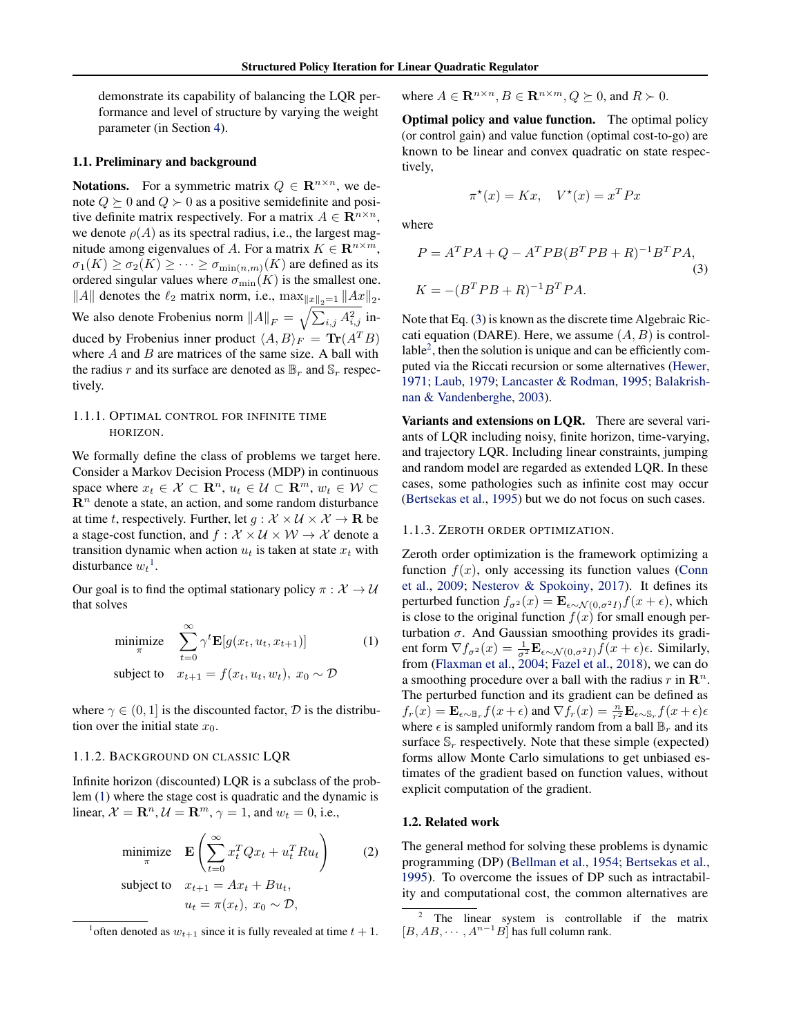demonstrate its capability of balancing the LQR performance and level of structure by varying the weight parameter (in Section 4).

### 1.1. Preliminary and background

**Notations.** For a symmetric matrix $Q \in \mathbf{R}^{n\times n}$, we denote $Q \succeq 0$ and $Q \succ 0$ as a positive semidefinite and positive definite matrix respectively. For a matrix $A \in \mathbf{R}^{n\times n}$, we denote $\rho(A)$ as its spectral radius, i.e., the largest magnitude among eigenvalues of $A$. For a matrix $K \in \mathbf{R}^{n\times m}$, $\sigma_1(K) \geq \sigma_2(K) \geq \cdots \geq \sigma_{\min(n,m)}(K)$ are defined as its ordered singular values where $\sigma_{\min(n,m)}(K)$ is the smallest one. $\|A\|$ denotes the $\ell_2$ matrix norm, i.e., $\max_{\|x\|_2=1}\|Ax\|_2$. We also denote Frobenius norm $\|A\|_F = \sqrt{\sum_{i,j} A_{i,j}^2}$ induced by Frobenius inner product $\langle A, B\rangle_F = \mathbf{Tr}(A^T B)$ where $A$ and $B$ are matrices of the same size. A ball with the radius $r$ and its surface are denoted as $\mathbb{B}_r$ and $\mathbb{S}_r$ respectively.

#### 1.1.1. Optimal control for infinite time horizon.

We formally define the class of problems we target here. Consider a Markov Decision Process (MDP) in continuous space where $x_t \in \mathcal{X} \subset \mathbf{R}^n$, $u_t \in \mathcal{U} \subset \mathbf{R}^m$, $w_t \in \mathcal{W} \subset \mathbf{R}^n$ denote a state, an action, and some random disturbance at time $t$, respectively. Further, let $g : \mathcal{X} \times \mathcal{U} \times \mathcal{X} \to \mathbf{R}$ be a stage-cost function, and $f : \mathcal{X} \times \mathcal{U} \times \mathcal{W} \to \mathcal{X}$ denote a transition dynamic when action $u_t$ is taken at state $x_t$ with disturbance $w_t$[1].

Our goal is to find the optimal stationary policy $\pi : \mathcal{X} \to \mathcal{U}$ that solves

$$
\begin{array}{ll}
\underset{\pi}{\text{minimize}} & \sum_{t=0}^{\infty} \gamma^t \mathbf{E}[g(x_t, u_t, x_{t+1})] \\
\text{subject to} & x_{t+1} = f(x_t, u_t, w_t),\ x_0 \sim \mathcal{D}
\end{array}
\tag{1}
$$

where $\gamma \in (0, 1]$ is the discounted factor, $\mathcal{D}$ is the distribution over the initial state $x_0$.

#### 1.1.2. Background on classic LQR

Infinite horizon (discounted) LQR is a subclass of the problem (1) where the stage cost is quadratic and the dynamic is linear, $\mathcal{X} = \mathbf{R}^n, \mathcal{U} = \mathbf{R}^m$, $\gamma = 1$, and $w_t = 0$, i.e.,

$$
\begin{array}{ll}
\underset{\pi}{\text{minimize}} & \mathbf{E}\left(\sum_{t=0}^{\infty} x_t^T Q x_t + u_t^T R u_t\right) \\
\text{subject to} & x_{t+1} = Ax_t + Bu_t, \\
& u_t = \pi(x_t),\ x_0 \sim \mathcal{D},
\end{array}
\tag{2}
$$

where $A \in \mathbf{R}^{n\times n}, B \in \mathbf{R}^{n\times m}, Q \succeq 0$, and $R \succ 0$.

**Optimal policy and value function.** The optimal policy (or control gain) and value function (optimal cost-to-go) are known to be linear and convex quadratic on state respectively,

$$
\pi^\star(x) = Kx, \quad V^\star(x) = x^T P x
$$

where

$$
\begin{aligned}
P &= A^T PA + Q - A^T PB(B^T PB + R)^{-1} B^T PA, \\
K &= -(B^T PB + R)^{-1} B^T PA.
\end{aligned}
\tag{3}
$$

Note that Eq. (3) is known as the discrete time Algebraic Riccati equation (DARE). Here, we assume $(A, B)$ is controllable[2], then the solution is unique and can be efficiently computed via the Riccati recursion or some alternatives (Hewer, 1971; Laub, 1979; Lancaster & Rodman, 1995; Balakrishnan & Vandenberghe, 2003).

**Variants and extensions on LQR.** There are several variants of LQR including noisy, finite horizon, time-varying, and trajectory LQR. Including linear constraints, jumping and random model are regarded as extended LQR. In these cases, some pathologies such as infinite cost may occur (Bertsekas et al., 1995) but we do not focus on such cases.

#### 1.1.3. Zeroth order optimization.

Zeroth order optimization is the framework optimizing a function $f(x)$, only accessing its function values (Conn et al., 2009; Nesterov & Spokoiny, 2017). It defines its perturbed function $f_{\sigma^2}(x) = \mathbf{E}_{\epsilon\sim\mathcal{N}(0,\sigma^2 I)} f(x+\epsilon)$, which is close to the original function $f(x)$ for small enough perturbation $\sigma$. And Gaussian smoothing provides its gradient form $\nabla f_{\sigma^2}(x) = \frac{1}{\sigma^2}\mathbf{E}_{\epsilon\sim\mathcal{N}(0,\sigma^2 I)} f(x+\epsilon)\epsilon$. Similarly, from (Flaxman et al., 2004; Fazel et al., 2018), we can do a smoothing procedure over a ball with the radius $r$ in $\mathbf{R}^n$. The perturbed function and its gradient can be defined as $f_r(x) = \mathbf{E}_{\epsilon\sim\mathbb{B}_r} f(x+\epsilon)$ and $\nabla f_r(x) = \frac{n}{r^2}\mathbf{E}_{\epsilon\sim\mathbb{S}_r} f(x+\epsilon)\epsilon$ where $\epsilon$ is sampled uniformly random from a ball $\mathbb{B}_r$ and its surface $\mathbb{S}_r$ respectively. Note that these simple (expected) forms allow Monte Carlo simulations to get unbiased estimates of the gradient based on function values, without explicit computation of the gradient.

### 1.2. Related work

The general method for solving these problems is dynamic programming (DP) (Bellman et al., 1954; Bertsekas et al., 1995). To overcome the issues of DP such as intractability and computational cost, the common alternatives are

---

[1] often denoted as $w_{t+1}$ since it is fully revealed at time $t+1$.

[2] The linear system is controllable if the matrix $[B, AB, \cdots, A^{n-1}B]$ has full column rank.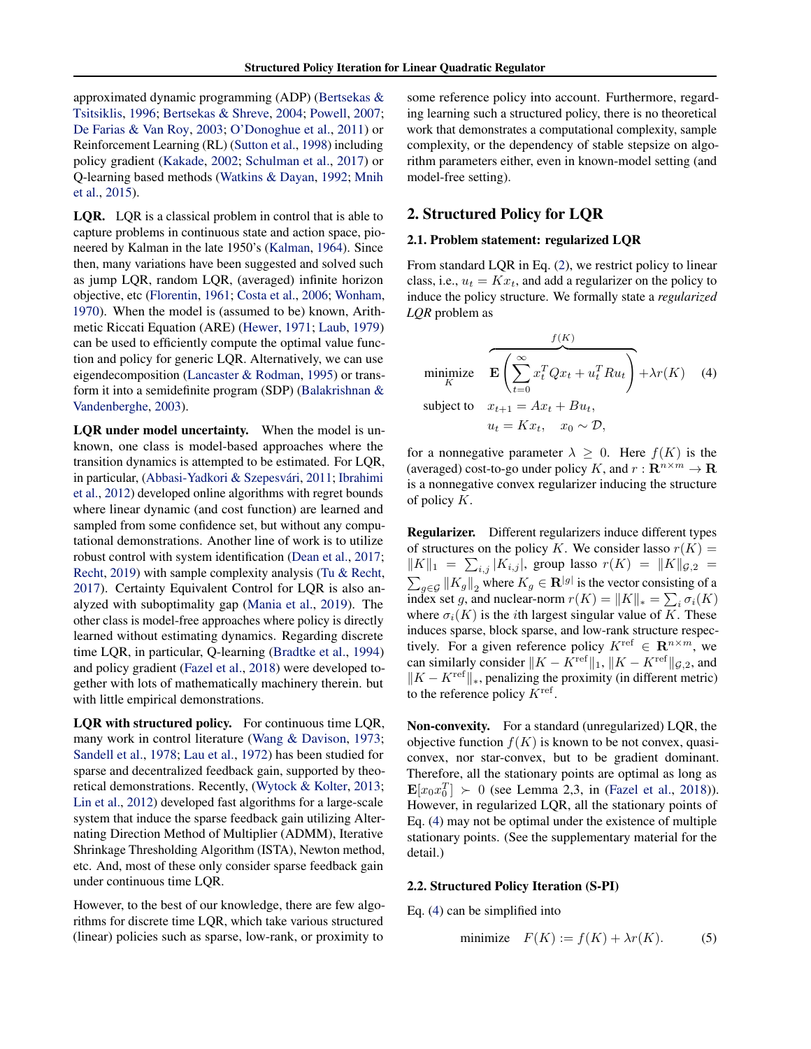approximated dynamic programming (ADP) (Bertsekas & Tsitsiklis, 1996; Bertsekas & Shreve, 2004; Powell, 2007; De Farias & Van Roy, 2003; O'Donoghue et al., 2011) or Reinforcement Learning (RL) (Sutton et al., 1998) including policy gradient (Kakade, 2002; Schulman et al., 2017) or Q-learning based methods (Watkins & Dayan, 1992; Mnih et al., 2015).

**LQR.** LQR is a classical problem in control that is able to capture problems in continuous state and action space, pioneered by Kalman in the late 1950's (Kalman, 1964). Since then, many variations have been suggested and solved such as jump LQR, random LQR, (averaged) infinite horizon objective, etc (Florentin, 1961; Costa et al., 2006; Wonham, 1970). When the model is (assumed to be) known, Arithmetic Riccati Equation (ARE) (Hewer, 1971; Laub, 1979) can be used to efficiently compute the optimal value function and policy for generic LQR. Alternatively, we can use eigendecomposition (Lancaster & Rodman, 1995) or transform it into a semidefinite program (SDP) (Balakrishnan & Vandenberghe, 2003).

**LQR under model uncertainty.** When the model is unknown, one class is model-based approaches where the transition dynamics is attempted to be estimated. For LQR, in particular, (Abbasi-Yadkori & Szepesvári, 2011; Ibrahimi et al., 2012) developed online algorithms with regret bounds where linear dynamic (and cost function) are learned and sampled from some confidence set, but without any computational demonstrations. Another line of work is to utilize robust control with system identification (Dean et al., 2017; Recht, 2019) with sample complexity analysis (Tu & Recht, 2017). Certainty Equivalent Control for LQR is also analyzed with suboptimality gap (Mania et al., 2019). The other class is model-free approaches where policy is directly learned without estimating dynamics. Regarding discrete time LQR, in particular, Q-learning (Bradtke et al., 1994) and policy gradient (Fazel et al., 2018) were developed together with lots of mathematically machinery therein. but with little empirical demonstrations.

**LQR with structured policy.** For continuous time LQR, many work in control literature (Wang & Davison, 1973; Sandell et al., 1978; Lau et al., 1972) has been studied for sparse and decentralized feedback gain, supported by theoretical demonstrations. Recently, (Wytock & Kolter, 2013; Lin et al., 2012) developed fast algorithms for a large-scale system that induce the sparse feedback gain utilizing Alternating Direction Method of Multiplier (ADMM), Iterative Shrinkage Thresholding Algorithm (ISTA), Newton method, etc. And, most of these only consider sparse feedback gain under continuous time LQR.

However, to the best of our knowledge, there are few algorithms for discrete time LQR, which take various structured (linear) policies such as sparse, low-rank, or proximity to some reference policy into account. Furthermore, regarding learning such a structured policy, there is no theoretical work that demonstrates a computational complexity, sample complexity, or the dependency of stable stepsize on algorithm parameters either, even in known-model setting (and model-free setting).

## 2. Structured Policy for LQR

### 2.1. Problem statement: regularized LQR

From standard LQR in Eq. (2), we restrict policy to linear class, i.e., $u_t = Kx_t$, and add a regularizer on the policy to induce the policy structure. We formally state a *regularized LQR* problem as

$$
\begin{array}{ll}
\underset{K}{\text{minimize}} & \overbrace{\mathbf{E}\left(\sum_{t=0}^{\infty} x_t^T Q x_t + u_t^T R u_t\right)}^{f(K)} + \lambda r(K) \\
\text{subject to} & x_{t+1} = Ax_t + Bu_t, \\
& u_t = Kx_t, \quad x_0 \sim \mathcal{D},
\end{array} \tag{4}
$$

for a nonnegative parameter $\lambda \geq 0$. Here $f(K)$ is the (averaged) cost-to-go under policy $K$, and $r : \mathbf{R}^{n\times m} \to \mathbf{R}$ is a nonnegative convex regularizer inducing the structure of policy $K$.

**Regularizer.** Different regularizers induce different types of structures on the policy $K$. We consider lasso $r(K) = \|K\|_1 = \sum_{i,j} |K_{i,j}|$, group lasso $r(K) = \|K\|_{\mathcal{G},2} = \sum_{g\in\mathcal{G}} \|K_g\|_2$ where $K_g \in \mathbf{R}^{|g|}$ is the vector consisting of a index set $g$, and nuclear-norm $r(K) = \|K\|_* = \sum_i \sigma_i(K)$ where $\sigma_i(K)$ is the $i$th largest singular value of $K$. These induces sparse, block sparse, and low-rank structure respectively. For a given reference policy $K^{\text{ref}} \in \mathbf{R}^{n\times m}$, we can similarly consider $\|K - K^{\text{ref}}\|_1$, $\|K - K^{\text{ref}}\|_{\mathcal{G},2}$, and $\|K - K^{\text{ref}}\|_*$, penalizing the proximity (in different metric) to the reference policy $K^{\text{ref}}$.

**Non-convexity.** For a standard (unregularized) LQR, the objective function $f(K)$ is known to be not convex, quasi-convex, nor star-convex, but to be gradient dominant. Therefore, all the stationary points are optimal as long as $\mathbf{E}[x_0 x_0^T] \succ 0$ (see Lemma 2,3, in (Fazel et al., 2018)). However, in regularized LQR, all the stationary points of Eq. (4) may not be optimal under the existence of multiple stationary points. (See the supplementary material for the detail.)

### 2.2. Structured Policy Iteration (S-PI)

Eq. (4) can be simplified into

$$
\text{minimize} \quad F(K) := f(K) + \lambda r(K). \tag{5}
$$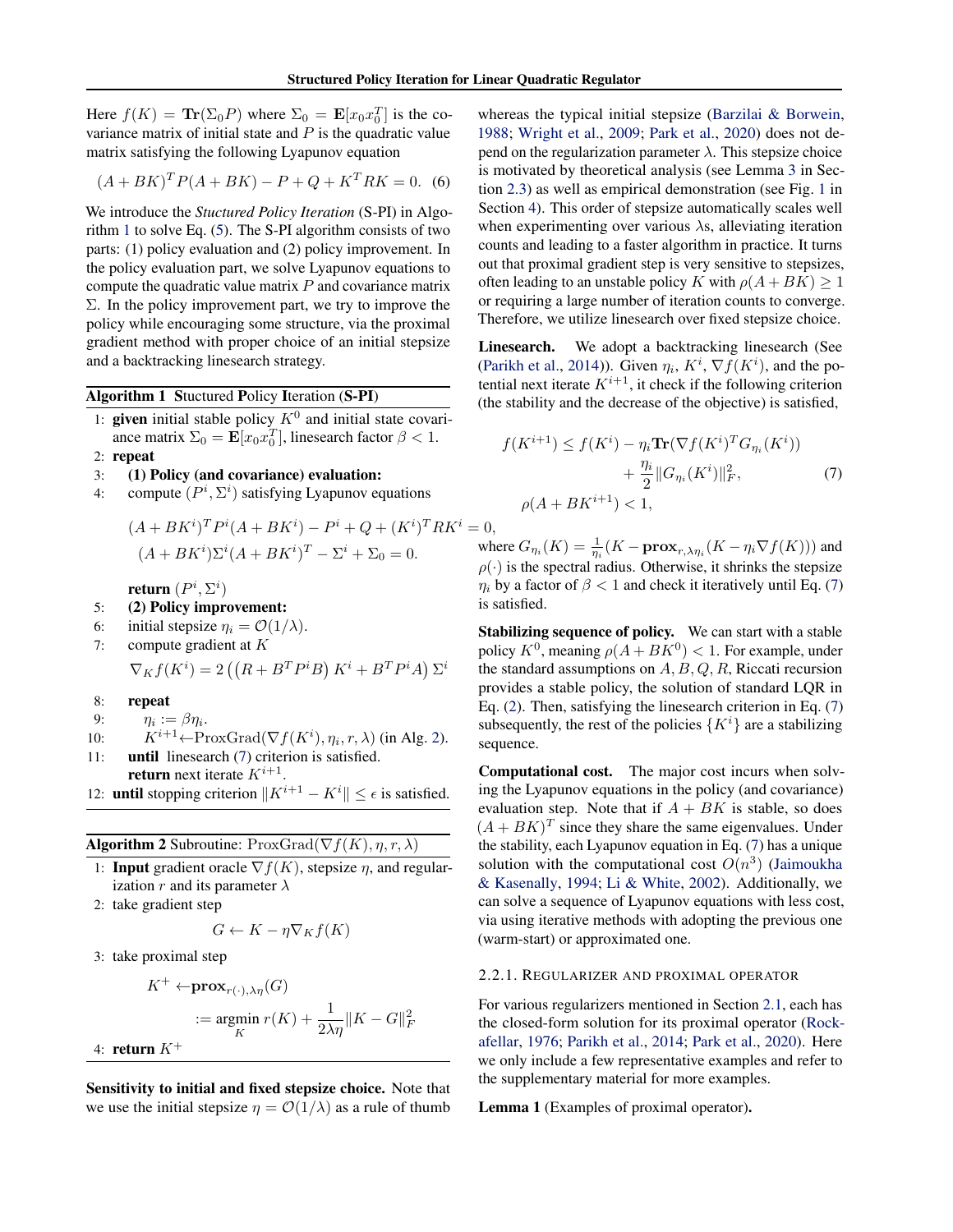Here $f(K) = \mathbf{Tr}(\Sigma_0 P)$ where $\Sigma_0 = \mathbf{E}[x_0 x_0^T]$ is the covariance matrix of initial state and $P$ is the quadratic value matrix satisfying the following Lyapunov equation

$$(A+BK)^T P(A+BK) - P + Q + K^T RK = 0. \quad (6)$$

We introduce the *Stuctured Policy Iteration* (S-PI) in Algorithm 1 to solve Eq. (5). The S-PI algorithm consists of two parts: (1) policy evaluation and (2) policy improvement. In the policy evaluation part, we solve Lyapunov equations to compute the quadratic value matrix $P$ and covariance matrix $\Sigma$. In the policy improvement part, we try to improve the policy while encouraging some structure, via the proximal gradient method with proper choice of an initial stepsize and a backtracking linesearch strategy.

**Algorithm 1** Stuctured Policy Iteration (**S-PI**)

1: **given** initial stable policy $K^0$ and initial state covariance matrix $\Sigma_0 = \mathbf{E}[x_0 x_0^T]$, linesearch factor $\beta < 1$.
2: **repeat**
3: **(1) Policy (and covariance) evaluation:**
4: compute $(P^i, \Sigma^i)$ satisfying Lyapunov equations

$$(A+BK^i)^T P^i (A+BK^i) - P^i + Q + (K^i)^T RK^i = 0,$$
$$(A+BK^i)\Sigma^i (A+BK^i)^T - \Sigma^i + \Sigma_0 = 0.$$

**return** $(P^i, \Sigma^i)$
5: **(2) Policy improvement:**
6: initial stepsize $\eta_i = \mathcal{O}(1/\lambda)$.
7: compute gradient at $K$

$$\nabla_K f(K^i) = 2\left(\left(R + B^T P^i B\right) K^i + B^T P^i A\right)\Sigma^i$$

8: **repeat**
9: $\eta_i := \beta\eta_i$.
10: $K^{i+1} \leftarrow \text{ProxGrad}(\nabla f(K^i), \eta_i, r, \lambda)$ (in Alg. 2).
11: **until** linesearch (7) criterion is satisfied.
**return** next iterate $K^{i+1}$.
12: **until** stopping criterion $\|K^{i+1} - K^i\| \leq \epsilon$ is satisfied.

**Algorithm 2** Subroutine: $\text{ProxGrad}(\nabla f(K), \eta, r, \lambda)$

1: **Input** gradient oracle $\nabla f(K)$, stepsize $\eta$, and regularization $r$ and its parameter $\lambda$
2: take gradient step

$$G \leftarrow K - \eta \nabla_K f(K)$$

3: take proximal step

$$K^+ \leftarrow \mathbf{prox}_{r(\cdot),\lambda\eta}(G) := \underset{K}{\text{argmin}}\, r(K) + \frac{1}{2\lambda\eta}\|K - G\|_F^2$$

4: **return** $K^+$

**Sensitivity to initial and fixed stepsize choice.** Note that we use the initial stepsize $\eta = \mathcal{O}(1/\lambda)$ as a rule of thumb whereas the typical initial stepsize (Barzilai & Borwein, 1988; Wright et al., 2009; Park et al., 2020) does not depend on the regularization parameter $\lambda$. This stepsize choice is motivated by theoretical analysis (see Lemma 3 in Section 2.3) as well as empirical demonstration (see Fig. 1 in Section 4). This order of stepsize automatically scales well when experimenting over various $\lambda$s, alleviating iteration counts and leading to a faster algorithm in practice. It turns out that proximal gradient step is very sensitive to stepsizes, often leading to an unstable policy $K$ with $\rho(A+BK) \geq 1$ or requiring a large number of iteration counts to converge. Therefore, we utilize linesearch over fixed stepsize choice.

**Linesearch.** We adopt a backtracking linesearch (See (Parikh et al., 2014)). Given $\eta_i$, $K^i$, $\nabla f(K^i)$, and the potential next iterate $K^{i+1}$, it check if the following criterion (the stability and the decrease of the objective) is satisfied,

$$\begin{aligned} f(K^{i+1}) \leq f(K^i) &- \eta_i \mathbf{Tr}(\nabla f(K^i)^T G_{\eta_i}(K^i)) \\ &+ \frac{\eta_i}{2}\|G_{\eta_i}(K^i)\|_F^2, \\ \rho(A + BK^{i+1}) &< 1, \end{aligned} \quad (7)$$

where $G_{\eta_i}(K) = \frac{1}{\eta_i}(K - \mathbf{prox}_{r,\lambda\eta_i}(K - \eta_i \nabla f(K)))$ and $\rho(\cdot)$ is the spectral radius. Otherwise, it shrinks the stepsize $\eta_i$ by a factor of $\beta < 1$ and check it iteratively until Eq. (7) is satisfied.

**Stabilizing sequence of policy.** We can start with a stable policy $K^0$, meaning $\rho(A+BK^0) < 1$. For example, under the standard assumptions on $A, B, Q, R$, Riccati recursion provides a stable policy, the solution of standard LQR in Eq. (2). Then, satisfying the linesearch criterion in Eq. (7) subsequently, the rest of the policies $\{K^i\}$ are a stabilizing sequence.

**Computational cost.** The major cost incurs when solving the Lyapunov equations in the policy (and covariance) evaluation step. Note that if $A + BK$ is stable, so does $(A+BK)^T$ since they share the same eigenvalues. Under the stability, each Lyapunov equation in Eq. (7) has a unique solution with the computational cost $O(n^3)$ (Jaimoukha & Kasenally, 1994; Li & White, 2002). Additionally, we can solve a sequence of Lyapunov equations with less cost, via using iterative methods with adopting the previous one (warm-start) or approximated one.

#### 2.2.1. Regularizer and proximal operator

For various regularizers mentioned in Section 2.1, each has the closed-form solution for its proximal operator (Rockafellar, 1976; Parikh et al., 2014; Park et al., 2020). Here we only include a few representative examples and refer to the supplementary material for more examples.

**Lemma 1** (Examples of proximal operator)**.**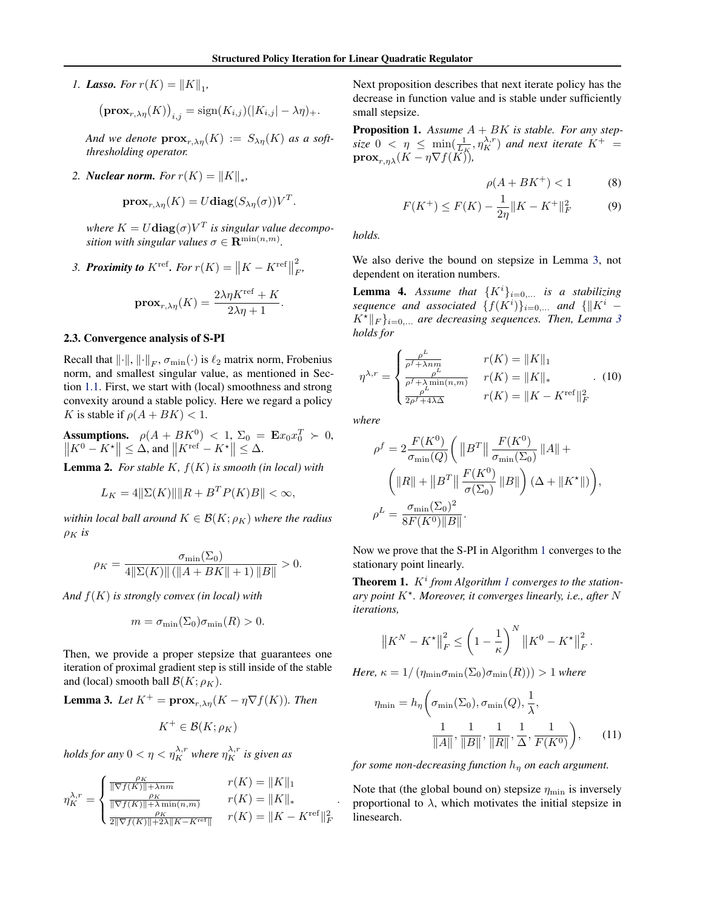1. ***Lasso.*** *For $r(K) = \|K\|_1$,*

$$\left(\mathbf{prox}_{r,\lambda\eta}(K)\right)_{i,j} = \text{sign}(K_{i,j})(|K_{i,j}| - \lambda\eta)_+.$$

   *And we denote $\mathbf{prox}_{r,\lambda\eta}(K) := S_{\lambda\eta}(K)$ as a soft-thresholding operator.*

2. ***Nuclear norm.*** *For $r(K) = \|K\|_*$,*

$$\mathbf{prox}_{r,\lambda\eta}(K) = U\mathbf{diag}(S_{\lambda\eta}(\sigma))V^T.$$

   *where $K = U\mathbf{diag}(\sigma)V^T$ is singular value decomposition with singular values $\sigma \in \mathbf{R}^{\min(n,m)}$.*

3. ***Proximity to*** $K^{\text{ref}}$. *For $r(K) = \left\|K - K^{\text{ref}}\right\|_F^2$,*

$$\mathbf{prox}_{r,\lambda\eta}(K) = \frac{2\lambda\eta K^{\text{ref}} + K}{2\lambda\eta + 1}.$$

## 2.3. Convergence analysis of S-PI

Recall that $\|\cdot\|, \|\cdot\|_F, \sigma_{\min}(\cdot)$ is $\ell_2$ matrix norm, Frobenius norm, and smallest singular value, as mentioned in Section 1.1. First, we start with (local) smoothness and strong convexity around a stable policy. Here we regard a policy $K$ is stable if $\rho(A + BK) < 1$.

**Assumptions.** $\rho(A + BK^0) < 1$, $\Sigma_0 = \mathbf{E}x_0x_0^T \succ 0$, $\left\|K^0 - K^\star\right\| \leq \Delta$, and $\left\|K^{\text{ref}} - K^\star\right\| \leq \Delta$.

**Lemma 2.** *For stable $K$, $f(K)$ is smooth (in local) with*

$$L_K = 4\|\Sigma(K)\|\|R + B^TP(K)B\| < \infty,$$

*within local ball around $K \in \mathcal{B}(K;\rho_K)$ where the radius $\rho_K$ is*

$$\rho_K = \frac{\sigma_{\min}(\Sigma_0)}{4\|\Sigma(K)\|\left(\|A + BK\| + 1\right)\|B\|} > 0.$$

*And $f(K)$ is strongly convex (in local) with*

$$m = \sigma_{\min}(\Sigma_0)\sigma_{\min}(R) > 0.$$

Then, we provide a proper stepsize that guarantees one iteration of proximal gradient step is still inside of the stable and (local) smooth ball $\mathcal{B}(K;\rho_K)$.

**Lemma 3.** *Let $K^+ = \mathbf{prox}_{r,\lambda\eta}(K - \eta\nabla f(K))$. Then*

$$K^+ \in \mathcal{B}(K;\rho_K)$$

*holds for any $0 < \eta < \eta_K^{\lambda,r}$ where $\eta_K^{\lambda,r}$ is given as*

$$\eta_K^{\lambda,r} = \begin{cases} \frac{\rho_K}{\|\nabla f(K)\| + \lambda nm} & r(K) = \|K\|_1 \\ \frac{\rho_K}{\|\nabla f(K)\| + \lambda\min(n,m)} & r(K) = \|K\|_* \\ \frac{\rho_K}{2\|\nabla f(K)\| + 2\lambda\|K - K^{\text{ref}}\|} & r(K) = \|K - K^{\text{ref}}\|_F^2 \end{cases}.$$

Next proposition describes that next iterate policy has the decrease in function value and is stable under sufficiently small stepsize.

**Proposition 1.** *Assume $A + BK$ is stable. For any stepsize $0 < \eta \leq \min(\frac{1}{L_K}, \eta_K^{\lambda,r})$ and next iterate $K^+ = \mathbf{prox}_{r,\eta\lambda}(K - \eta\nabla f(K))$,*

$$\rho(A + BK^+) < 1 \tag{8}$$

$$F(K^+) \leq F(K) - \frac{1}{2\eta}\|K - K^+\|_F^2 \tag{9}$$

*holds.*

We also derive the bound on stepsize in Lemma 3, not dependent on iteration numbers.

**Lemma 4.** *Assume that $\{K^i\}_{i=0,\dots}$ is a stabilizing sequence and associated $\{f(K^i)\}_{i=0,\dots}$ and $\{\|K^i - K^\star\|_F\}_{i=0,\dots}$ are decreasing sequences. Then, Lemma 3 holds for*

$$\eta^{\lambda,r} = \begin{cases} \frac{\rho^L}{\rho^f + \lambda nm} & r(K) = \|K\|_1 \\ \frac{\rho^L}{\rho^f + \lambda\min(n,m)} & r(K) = \|K\|_* \\ \frac{\rho^L}{2\rho^f + 4\lambda\Delta} & r(K) = \|K - K^{\text{ref}}\|_F^2 \end{cases}. \tag{10}$$

*where*

$$\rho^f = 2\frac{F(K^0)}{\sigma_{\min}(Q)}\Bigg(\left\|B^T\right\|\frac{F(K^0)}{\sigma_{\min}(\Sigma_0)}\|A\| + \left(\|R\| + \left\|B^T\right\|\frac{F(K^0)}{\sigma(\Sigma_0)}\|B\|\right)(\Delta + \|K^\star\|)\Bigg),$$

$$\rho^L = \frac{\sigma_{\min}(\Sigma_0)^2}{8F(K^0)\|B\|}.$$

Now we prove that the S-PI in Algorithm 1 converges to the stationary point linearly.

**Theorem 1.** *$K^i$ from Algorithm 1 converges to the stationary point $K^\star$. Moreover, it converges linearly, i.e., after $N$ iterations,*

$$\left\|K^N - K^\star\right\|_F^2 \leq \left(1 - \frac{1}{\kappa}\right)^N \left\|K^0 - K^\star\right\|_F^2.$$

*Here, $\kappa = 1/\left(\eta_{\min}\sigma_{\min}(\Sigma_0)\sigma_{\min}(R))\right) > 1$ where*

$$\eta_{\min} = h_\eta\Bigg(\sigma_{\min}(\Sigma_0), \sigma_{\min}(Q), \frac{1}{\lambda}, \frac{1}{\|A\|}, \frac{1}{\|B\|}, \frac{1}{\|R\|}, \frac{1}{\Delta}, \frac{1}{F(K^0)}\Bigg), \tag{11}$$

*for some non-decreasing function $h_\eta$ on each argument.*

Note that (the global bound on) stepsize $\eta_{\min}$ is inversely proportional to $\lambda$, which motivates the initial stepsize in linesearch.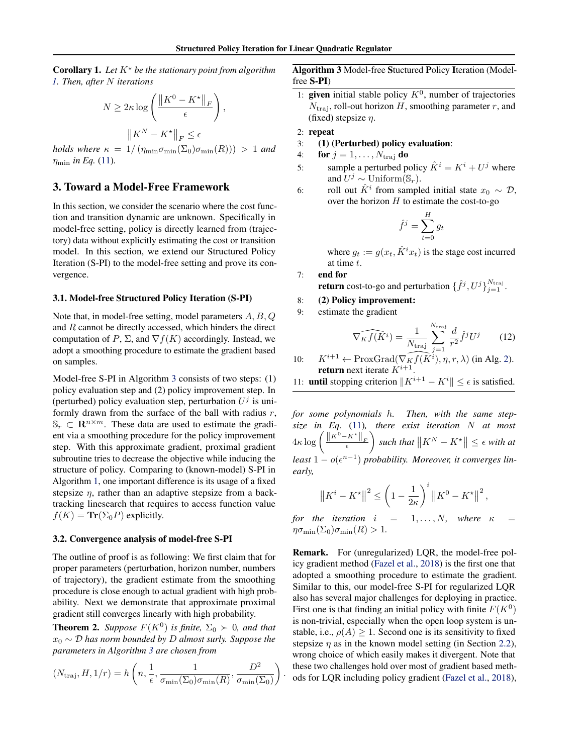**Corollary 1.** *Let $K^\star$ be the stationary point from algorithm 1. Then, after $N$ iterations*

$$N \geq 2\kappa \log\left(\frac{\left\|K^0 - K^\star\right\|_F}{\epsilon}\right),$$

$$\left\|K^N - K^\star\right\|_F \leq \epsilon$$

*holds where $\kappa = 1/\left(\eta_{\min}\sigma_{\min}(\Sigma_0)\sigma_{\min}(R)\right) > 1$ and $\eta_{\min}$ in Eq. (11).*

## 3. Toward a Model-Free Framework

In this section, we consider the scenario where the cost function and transition dynamic are unknown. Specifically in model-free setting, policy is directly learned from (trajectory) data without explicitly estimating the cost or transition model. In this section, we extend our Structured Policy Iteration (S-PI) to the model-free setting and prove its convergence.

### 3.1. Model-free Structured Policy Iteration (S-PI)

Note that, in model-free setting, model parameters $A, B, Q$ and $R$ cannot be directly accessed, which hinders the direct computation of $P$, $\Sigma$, and $\nabla f(K)$ accordingly. Instead, we adopt a smoothing procedure to estimate the gradient based on samples.

Model-free S-PI in Algorithm 3 consists of two steps: (1) policy evaluation step and (2) policy improvement step. In (perturbed) policy evaluation step, perturbation $U^j$ is uniformly drawn from the surface of the ball with radius $r$, $\mathbb{S}_r \subset \mathbf{R}^{n \times m}$. These data are used to estimate the gradient via a smoothing procedure for the policy improvement step. With this approximate gradient, proximal gradient subroutine tries to decrease the objective while inducing the structure of policy. Comparing to (known-model) S-PI in Algorithm 1, one important difference is its usage of a fixed stepsize $\eta$, rather than an adaptive stepsize from a backtracking linesearch that requires to access function value $f(K) = \mathbf{Tr}(\Sigma_0 P)$ explicitly.

### 3.2. Convergence analysis of model-free S-PI

The outline of proof is as following: We first claim that for proper parameters (perturbation, horizon number, numbers of trajectory), the gradient estimate from the smoothing procedure is close enough to actual gradient with high probability. Next we demonstrate that approximate proximal gradient still converges linearly with high probability.

**Theorem 2.** *Suppose $F(K^0)$ is finite, $\Sigma_0 \succ 0$, and that $x_0 \sim \mathcal{D}$ has norm bounded by $D$ almost surly. Suppose the parameters in Algorithm 3 are chosen from*

$$(N_{\text{traj}}, H, 1/r) = h\left(n, \frac{1}{\epsilon}, \frac{1}{\sigma_{\min}(\Sigma_0)\sigma_{\min}(R)}, \frac{D^2}{\sigma_{\min}(\Sigma_0)}\right).$$

*for some polynomials $h$. Then, with the same stepsize in Eq. (11), there exist iteration $N$ at most $4\kappa \log\left(\frac{\left\|K^0 - K^\star\right\|_F}{\epsilon}\right)$ such that $\left\|K^N - K^\star\right\| \leq \epsilon$ with at least $1 - o(\epsilon^{n-1})$ probability. Moreover, it converges linearly,*

$$\left\|K^i - K^\star\right\|^2 \leq \left(1 - \frac{1}{2\kappa}\right)^i \left\|K^0 - K^\star\right\|^2,$$

*for the iteration $i = 1, \ldots, N$, where $\kappa = \eta\sigma_{\min}(\Sigma_0)\sigma_{\min}(R) > 1$.*

---

**Algorithm 3** Model-free **S**tuctured **P**olicy **I**teration (Model-free **S-PI**)

1: **given** initial stable policy $K^0$, number of trajectories $N_{\text{traj}}$, roll-out horizon $H$, smoothing parameter $r$, and (fixed) stepsize $\eta$.
2: **repeat**
3: **(1) (Perturbed) policy evaluation**:
4: **for** $j = 1, \ldots, N_{\text{traj}}$ **do**
5: sample a perturbed policy $\hat{K}^i = K^i + U^j$ where and $U^j \sim \text{Uniform}(\mathbb{S}_r)$.
6: roll out $\hat{K}^i$ from sampled initial state $x_0 \sim \mathcal{D}$, over the horizon $H$ to estimate the cost-to-go

$$\hat{f}^j = \sum_{t=0}^{H} g_t$$

where $g_t := g(x_t, \hat{K}^i x_t)$ is the stage cost incurred at time $t$.
7: **end for**
**return** cost-to-go and perturbation $\{\hat{f}^j, U^j\}_{j=1}^{N_{\text{traj}}}$.
8: **(2) Policy improvement:**
9: estimate the gradient

$$\widehat{\nabla_K f(K^i)} = \frac{1}{N_{\text{traj}}} \sum_{j=1}^{N_{\text{traj}}} \frac{d}{r^2} \hat{f}^j U^j \qquad (12)$$

10: $K^{i+1} \leftarrow \text{ProxGrad}(\widehat{\nabla_K f(K^i)}, \eta, r, \lambda)$ (in Alg. 2).
**return** next iterate $K^{i+1}$.
11: **until** stopping criterion $\|K^{i+1} - K^i\| \leq \epsilon$ is satisfied.

---

**Remark.** For (unregularized) LQR, the model-free policy gradient method (Fazel et al., 2018) is the first one that adopted a smoothing procedure to estimate the gradient. Similar to this, our model-free S-PI for regularized LQR also has several major challenges for deploying in practice. First one is that finding an initial policy with finite $F(K^0)$ is non-trivial, especially when the open loop system is unstable, i.e., $\rho(A) \geq 1$. Second one is its sensitivity to fixed stepsize $\eta$ as in the known model setting (in Section 2.2), wrong choice of which easily makes it divergent. Note that these two challenges hold over most of gradient based methods for LQR including policy gradient (Fazel et al., 2018),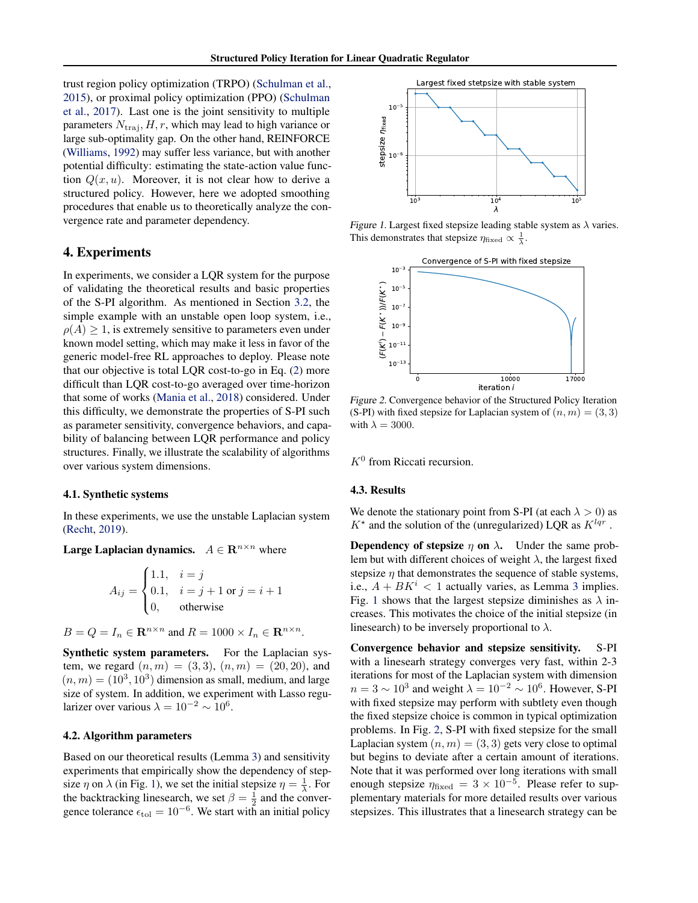trust region policy optimization (TRPO) (Schulman et al., 2015), or proximal policy optimization (PPO) (Schulman et al., 2017). Last one is the joint sensitivity to multiple parameters $N_{\text{traj}}, H, r$, which may lead to high variance or large sub-optimality gap. On the other hand, REINFORCE (Williams, 1992) may suffer less variance, but with another potential difficulty: estimating the state-action value function $Q(x, u)$. Moreover, it is not clear how to derive a structured policy. However, here we adopted smoothing procedures that enable us to theoretically analyze the convergence rate and parameter dependency.

## 4. Experiments

In experiments, we consider a LQR system for the purpose of validating the theoretical results and basic properties of the S-PI algorithm. As mentioned in Section 3.2, the simple example with an unstable open loop system, i.e., $\rho(A) \geq 1$, is extremely sensitive to parameters even under known model setting, which may make it less in favor of the generic model-free RL approaches to deploy. Please note that our objective is total LQR cost-to-go in Eq. (2) more difficult than LQR cost-to-go averaged over time-horizon that some of works (Mania et al., 2018) considered. Under this difficulty, we demonstrate the properties of S-PI such as parameter sensitivity, convergence behaviors, and capability of balancing between LQR performance and policy structures. Finally, we illustrate the scalability of algorithms over various system dimensions.

### 4.1. Synthetic systems

In these experiments, we use the unstable Laplacian system (Recht, 2019).

**Large Laplacian dynamics.** $A \in \mathbf{R}^{n \times n}$ where

$$A_{ij} = \begin{cases} 1.1, & i = j \\ 0.1, & i = j+1 \text{ or } j = i+1 \\ 0, & \text{otherwise} \end{cases}$$

$B = Q = I_n \in \mathbf{R}^{n \times n}$ and $R = 1000 \times I_n \in \mathbf{R}^{n \times n}$.

**Synthetic system parameters.** For the Laplacian system, we regard $(n, m) = (3, 3)$, $(n, m) = (20, 20)$, and $(n, m) = (10^3, 10^3)$ dimension as small, medium, and large size of system. In addition, we experiment with Lasso regularizer over various $\lambda = 10^{-2} \sim 10^6$.

### 4.2. Algorithm parameters

Based on our theoretical results (Lemma 3) and sensitivity experiments that empirically show the dependency of stepsize $\eta$ on $\lambda$ (in Fig. 1), we set the initial stepsize $\eta = \frac{1}{\lambda}$. For the backtracking linesearch, we set $\beta = \frac{1}{2}$ and the convergence tolerance $\epsilon_{\text{tol}} = 10^{-6}$. We start with an initial policy $K^0$ from Riccati recursion.

Largest fixed stetpsize with stable system

stepsize $\eta_{\text{fixed}}$

$10^{-5}$

$10^{-6}$

$10^3$ $10^4$ $10^5$

$\lambda$

*Figure 1.* Largest fixed stepsize leading stable system as $\lambda$ varies. This demonstrates that stepsize $\eta_{\text{fixed}} \propto \frac{1}{\lambda}$.

Convergence of S-PI with fixed stepsize

$(F(K^i) - F(K^\star))/F(K^\star)$

$10^{-3}$ $10^{-5}$ $10^{-7}$ $10^{-9}$ $10^{-11}$ $10^{-13}$

0 10000 17000

iteration $i$

*Figure 2.* Convergence behavior of the Structured Policy Iteration (S-PI) with fixed stepsize for Laplacian system of $(n, m) = (3, 3)$ with $\lambda = 3000$.

### 4.3. Results

We denote the stationary point from S-PI (at each $\lambda > 0$) as $K^\star$ and the solution of the (unregularized) LQR as $K^{lqr}$.

**Dependency of stepsize $\eta$ on $\lambda$.** Under the same problem but with different choices of weight $\lambda$, the largest fixed stepsize $\eta$ that demonstrates the sequence of stable systems, i.e., $A + BK^i < 1$ actually varies, as Lemma 3 implies. Fig. 1 shows that the largest stepsize diminishes as $\lambda$ increases. This motivates the choice of the initial stepsize (in linesearch) to be inversely proportional to $\lambda$.

**Convergence behavior and stepsize sensitivity.** S-PI with a linesearch strategy converges very fast, within 2-3 iterations for most of the Laplacian system with dimension $n = 3 \sim 10^3$ and weight $\lambda = 10^{-2} \sim 10^6$. However, S-PI with fixed stepsize may perform with subtlety even though the fixed stepsize choice is common in typical optimization problems. In Fig. 2, S-PI with fixed stepsize for the small Laplacian system $(n, m) = (3, 3)$ gets very close to optimal but begins to deviate after a certain amount of iterations. Note that it was performed over long iterations with small enough stepsize $\eta_{\text{fixed}} = 3 \times 10^{-5}$. Please refer to supplementary materials for more detailed results over various stepsizes. This illustrates that a linesearch strategy can be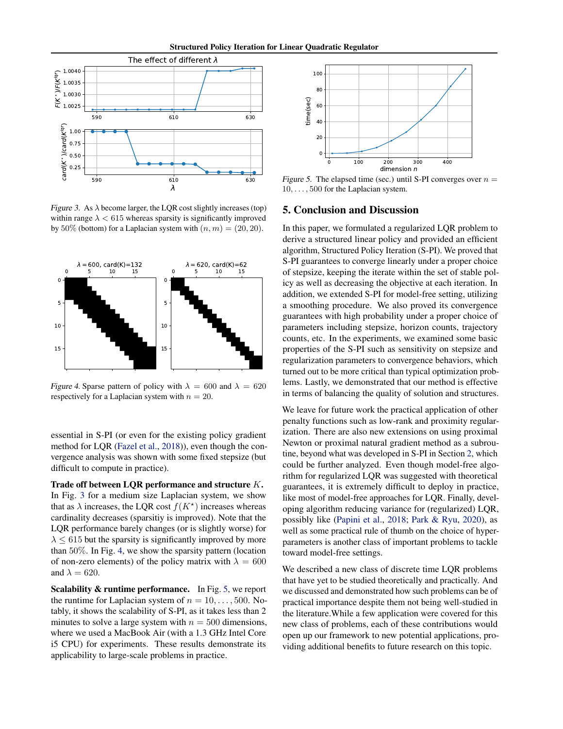The effect of different $\lambda$

$F(K^\star)/F(K^{lqr})$

1.0040

1.0035

1.0030

1.0025

590

610

630

$card(K^\star)/card(K^{lqr})$

1.00

0.75

0.50

0.25

590

610

630

$\lambda$

*Figure 3.* As $\lambda$ become larger, the LQR cost slightly increases (top) within range $\lambda < 615$ whereas sparsity is significantly improved by 50% (bottom) for a Laplacian system with $(n, m) = (20, 20)$.

$\lambda = 600$, card(K)=132

$\lambda = 620$, card(K)=62

0 5 10 15

*Figure 4.* Sparse pattern of policy with $\lambda = 600$ and $\lambda = 620$ respectively for a Laplacian system with $n = 20$.

essential in S-PI (or even for the existing policy gradient method for LQR (Fazel et al., 2018)), even though the convergence analysis was shown with some fixed stepsize (but difficult to compute in practice).

**Trade off between LQR performance and structure $K$.** In Fig. 3 for a medium size Laplacian system, we show that as $\lambda$ increases, the LQR cost $f(K^\star)$ increases whereas cardinality decreases (sparsitiy is improved). Note that the LQR performance barely changes (or is slightly worse) for $\lambda \leq 615$ but the sparsity is significantly improved by more than 50%. In Fig. 4, we show the sparsity pattern (location of non-zero elements) of the policy matrix with $\lambda = 600$ and $\lambda = 620$.

**Scalability & runtime performance.** In Fig. 5, we report the runtime for Laplacian system of $n = 10, \ldots, 500$. Notably, it shows the scalability of S-PI, as it takes less than 2 minutes to solve a large system with $n = 500$ dimensions, where we used a MacBook Air (with a 1.3 GHz Intel Core i5 CPU) for experiments. These results demonstrate its applicability to large-scale problems in practice.

time(sec)

0

20

40

60

80

100

0

100

200

300

400

dimension $n$

*Figure 5.* The elapsed time (sec.) until S-PI converges over $n = 10, \ldots, 500$ for the Laplacian system.

## 5. Conclusion and Discussion

In this paper, we formulated a regularized LQR problem to derive a structured linear policy and provided an efficient algorithm, Structured Policy Iteration (S-PI). We proved that S-PI guarantees to converge linearly under a proper choice of stepsize, keeping the iterate within the set of stable policy as well as decreasing the objective at each iteration. In addition, we extended S-PI for model-free setting, utilizing a smoothing procedure. We also proved its convergence guarantees with high probability under a proper choice of parameters including stepsize, horizon counts, trajectory counts, etc. In the experiments, we examined some basic properties of the S-PI such as sensitivity on stepsize and regularization parameters to convergence behaviors, which turned out to be more critical than typical optimization problems. Lastly, we demonstrated that our method is effective in terms of balancing the quality of solution and structures.

We leave for future work the practical application of other penalty functions such as low-rank and proximity regularization. There are also new extensions on using proximal Newton or proximal natural gradient method as a subroutine, beyond what was developed in S-PI in Section 2, which could be further analyzed. Even though model-free algorithm for regularized LQR was suggested with theoretical guarantees, it is extremely difficult to deploy in practice, like most of model-free approaches for LQR. Finally, developing algorithm reducing variance for (regularized) LQR, possibly like (Papini et al., 2018; Park & Ryu, 2020), as well as some practical rule of thumb on the choice of hyperparameters is another class of important problems to tackle toward model-free settings.

We described a new class of discrete time LQR problems that have yet to be studied theoretically and practically. And we discussed and demonstrated how such problems can be of practical importance despite them not being well-studied in the literature.While a few application were covered for this new class of problems, each of these contributions would open up our framework to new potential applications, providing additional benefits to future research on this topic.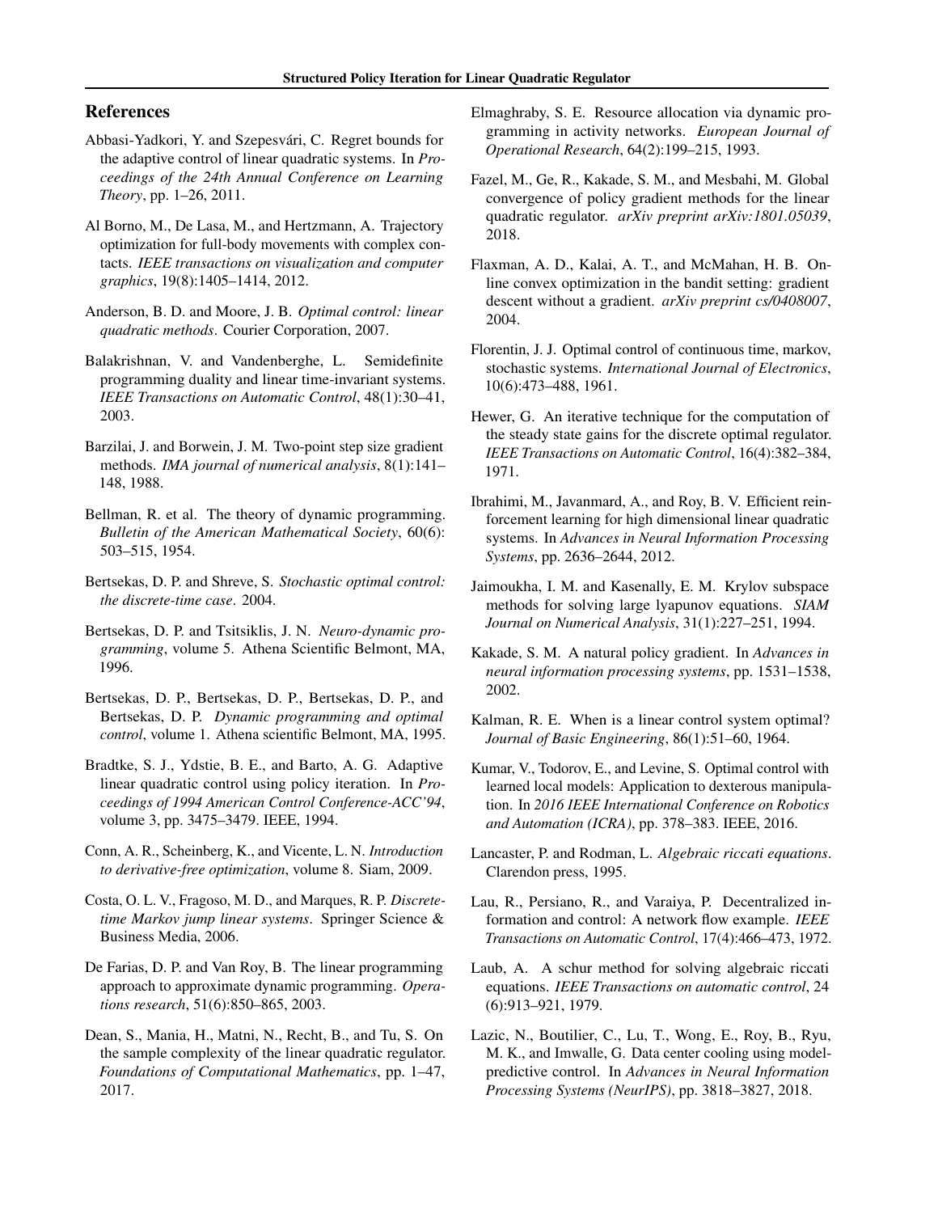## References

Abbasi-Yadkori, Y. and Szepesvári, C. Regret bounds for the adaptive control of linear quadratic systems. In *Proceedings of the 24th Annual Conference on Learning Theory*, pp. 1–26, 2011.

Al Borno, M., De Lasa, M., and Hertzmann, A. Trajectory optimization for full-body movements with complex contacts. *IEEE transactions on visualization and computer graphics*, 19(8):1405–1414, 2012.

Anderson, B. D. and Moore, J. B. *Optimal control: linear quadratic methods*. Courier Corporation, 2007.

Balakrishnan, V. and Vandenberghe, L. Semidefinite programming duality and linear time-invariant systems. *IEEE Transactions on Automatic Control*, 48(1):30–41, 2003.

Barzilai, J. and Borwein, J. M. Two-point step size gradient methods. *IMA journal of numerical analysis*, 8(1):141–148, 1988.

Bellman, R. et al. The theory of dynamic programming. *Bulletin of the American Mathematical Society*, 60(6): 503–515, 1954.

Bertsekas, D. P. and Shreve, S. *Stochastic optimal control: the discrete-time case*. 2004.

Bertsekas, D. P. and Tsitsiklis, J. N. *Neuro-dynamic programming*, volume 5. Athena Scientific Belmont, MA, 1996.

Bertsekas, D. P., Bertsekas, D. P., Bertsekas, D. P., and Bertsekas, D. P. *Dynamic programming and optimal control*, volume 1. Athena scientific Belmont, MA, 1995.

Bradtke, S. J., Ydstie, B. E., and Barto, A. G. Adaptive linear quadratic control using policy iteration. In *Proceedings of 1994 American Control Conference-ACC'94*, volume 3, pp. 3475–3479. IEEE, 1994.

Conn, A. R., Scheinberg, K., and Vicente, L. N. *Introduction to derivative-free optimization*, volume 8. Siam, 2009.

Costa, O. L. V., Fragoso, M. D., and Marques, R. P. *Discrete-time Markov jump linear systems*. Springer Science & Business Media, 2006.

De Farias, D. P. and Van Roy, B. The linear programming approach to approximate dynamic programming. *Operations research*, 51(6):850–865, 2003.

Dean, S., Mania, H., Matni, N., Recht, B., and Tu, S. On the sample complexity of the linear quadratic regulator. *Foundations of Computational Mathematics*, pp. 1–47, 2017.

Elmaghraby, S. E. Resource allocation via dynamic programming in activity networks. *European Journal of Operational Research*, 64(2):199–215, 1993.

Fazel, M., Ge, R., Kakade, S. M., and Mesbahi, M. Global convergence of policy gradient methods for the linear quadratic regulator. *arXiv preprint arXiv:1801.05039*, 2018.

Flaxman, A. D., Kalai, A. T., and McMahan, H. B. Online convex optimization in the bandit setting: gradient descent without a gradient. *arXiv preprint cs/0408007*, 2004.

Florentin, J. J. Optimal control of continuous time, markov, stochastic systems. *International Journal of Electronics*, 10(6):473–488, 1961.

Hewer, G. An iterative technique for the computation of the steady state gains for the discrete optimal regulator. *IEEE Transactions on Automatic Control*, 16(4):382–384, 1971.

Ibrahimi, M., Javanmard, A., and Roy, B. V. Efficient reinforcement learning for high dimensional linear quadratic systems. In *Advances in Neural Information Processing Systems*, pp. 2636–2644, 2012.

Jaimoukha, I. M. and Kasenally, E. M. Krylov subspace methods for solving large lyapunov equations. *SIAM Journal on Numerical Analysis*, 31(1):227–251, 1994.

Kakade, S. M. A natural policy gradient. In *Advances in neural information processing systems*, pp. 1531–1538, 2002.

Kalman, R. E. When is a linear control system optimal? *Journal of Basic Engineering*, 86(1):51–60, 1964.

Kumar, V., Todorov, E., and Levine, S. Optimal control with learned local models: Application to dexterous manipulation. In *2016 IEEE International Conference on Robotics and Automation (ICRA)*, pp. 378–383. IEEE, 2016.

Lancaster, P. and Rodman, L. *Algebraic riccati equations*. Clarendon press, 1995.

Lau, R., Persiano, R., and Varaiya, P. Decentralized information and control: A network flow example. *IEEE Transactions on Automatic Control*, 17(4):466–473, 1972.

Laub, A. A schur method for solving algebraic riccati equations. *IEEE Transactions on automatic control*, 24 (6):913–921, 1979.

Lazic, N., Boutilier, C., Lu, T., Wong, E., Roy, B., Ryu, M. K., and Imwalle, G. Data center cooling using model-predictive control. In *Advances in Neural Information Processing Systems (NeurIPS)*, pp. 3818–3827, 2018.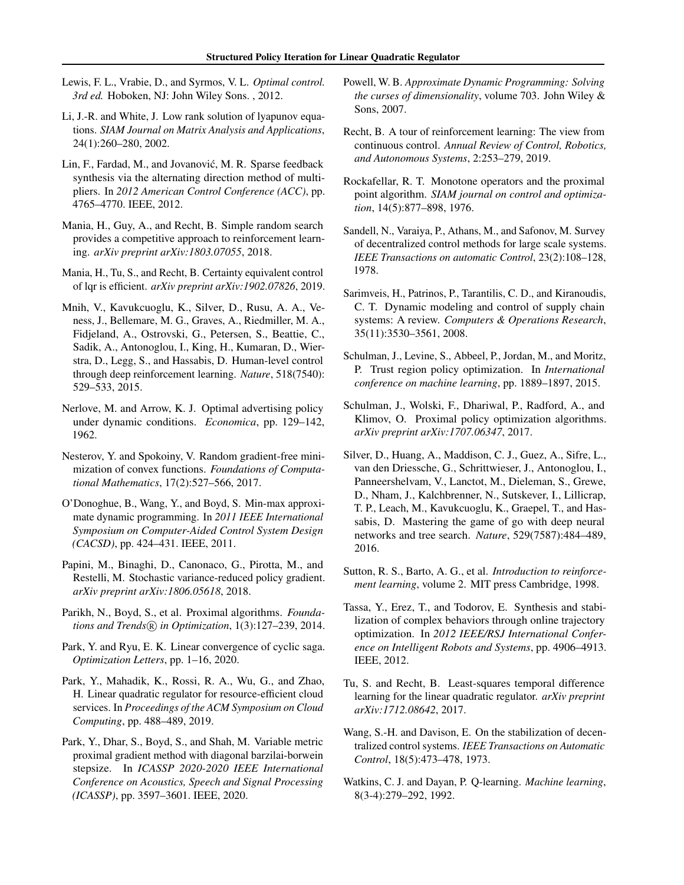Lewis, F. L., Vrabie, D., and Syrmos, V. L. *Optimal control. 3rd ed.* Hoboken, NJ: John Wiley Sons. , 2012.

Li, J.-R. and White, J. Low rank solution of lyapunov equations. *SIAM Journal on Matrix Analysis and Applications*, 24(1):260–280, 2002.

Lin, F., Fardad, M., and Jovanović, M. R. Sparse feedback synthesis via the alternating direction method of multipliers. In *2012 American Control Conference (ACC)*, pp. 4765–4770. IEEE, 2012.

Mania, H., Guy, A., and Recht, B. Simple random search provides a competitive approach to reinforcement learning. *arXiv preprint arXiv:1803.07055*, 2018.

Mania, H., Tu, S., and Recht, B. Certainty equivalent control of lqr is efficient. *arXiv preprint arXiv:1902.07826*, 2019.

Mnih, V., Kavukcuoglu, K., Silver, D., Rusu, A. A., Veness, J., Bellemare, M. G., Graves, A., Riedmiller, M. A., Fidjeland, A., Ostrovski, G., Petersen, S., Beattie, C., Sadik, A., Antonoglou, I., King, H., Kumaran, D., Wierstra, D., Legg, S., and Hassabis, D. Human-level control through deep reinforcement learning. *Nature*, 518(7540): 529–533, 2015.

Nerlove, M. and Arrow, K. J. Optimal advertising policy under dynamic conditions. *Economica*, pp. 129–142, 1962.

Nesterov, Y. and Spokoiny, V. Random gradient-free minimization of convex functions. *Foundations of Computational Mathematics*, 17(2):527–566, 2017.

O'Donoghue, B., Wang, Y., and Boyd, S. Min-max approximate dynamic programming. In *2011 IEEE International Symposium on Computer-Aided Control System Design (CACSD)*, pp. 424–431. IEEE, 2011.

Papini, M., Binaghi, D., Canonaco, G., Pirotta, M., and Restelli, M. Stochastic variance-reduced policy gradient. *arXiv preprint arXiv:1806.05618*, 2018.

Parikh, N., Boyd, S., et al. Proximal algorithms. *Foundations and Trends® in Optimization*, 1(3):127–239, 2014.

Park, Y. and Ryu, E. K. Linear convergence of cyclic saga. *Optimization Letters*, pp. 1–16, 2020.

Park, Y., Mahadik, K., Rossi, R. A., Wu, G., and Zhao, H. Linear quadratic regulator for resource-efficient cloud services. In *Proceedings of the ACM Symposium on Cloud Computing*, pp. 488–489, 2019.

Park, Y., Dhar, S., Boyd, S., and Shah, M. Variable metric proximal gradient method with diagonal barzilai-borwein stepsize. In *ICASSP 2020-2020 IEEE International Conference on Acoustics, Speech and Signal Processing (ICASSP)*, pp. 3597–3601. IEEE, 2020.

Powell, W. B. *Approximate Dynamic Programming: Solving the curses of dimensionality*, volume 703. John Wiley & Sons, 2007.

Recht, B. A tour of reinforcement learning: The view from continuous control. *Annual Review of Control, Robotics, and Autonomous Systems*, 2:253–279, 2019.

Rockafellar, R. T. Monotone operators and the proximal point algorithm. *SIAM journal on control and optimization*, 14(5):877–898, 1976.

Sandell, N., Varaiya, P., Athans, M., and Safonov, M. Survey of decentralized control methods for large scale systems. *IEEE Transactions on automatic Control*, 23(2):108–128, 1978.

Sarimveis, H., Patrinos, P., Tarantilis, C. D., and Kiranoudis, C. T. Dynamic modeling and control of supply chain systems: A review. *Computers & Operations Research*, 35(11):3530–3561, 2008.

Schulman, J., Levine, S., Abbeel, P., Jordan, M., and Moritz, P. Trust region policy optimization. In *International conference on machine learning*, pp. 1889–1897, 2015.

Schulman, J., Wolski, F., Dhariwal, P., Radford, A., and Klimov, O. Proximal policy optimization algorithms. *arXiv preprint arXiv:1707.06347*, 2017.

Silver, D., Huang, A., Maddison, C. J., Guez, A., Sifre, L., van den Driessche, G., Schrittwieser, J., Antonoglou, I., Panneershelvam, V., Lanctot, M., Dieleman, S., Grewe, D., Nham, J., Kalchbrenner, N., Sutskever, I., Lillicrap, T. P., Leach, M., Kavukcuoglu, K., Graepel, T., and Hassabis, D. Mastering the game of go with deep neural networks and tree search. *Nature*, 529(7587):484–489, 2016.

Sutton, R. S., Barto, A. G., et al. *Introduction to reinforcement learning*, volume 2. MIT press Cambridge, 1998.

Tassa, Y., Erez, T., and Todorov, E. Synthesis and stabilization of complex behaviors through online trajectory optimization. In *2012 IEEE/RSJ International Conference on Intelligent Robots and Systems*, pp. 4906–4913. IEEE, 2012.

Tu, S. and Recht, B. Least-squares temporal difference learning for the linear quadratic regulator. *arXiv preprint arXiv:1712.08642*, 2017.

Wang, S.-H. and Davison, E. On the stabilization of decentralized control systems. *IEEE Transactions on Automatic Control*, 18(5):473–478, 1973.

Watkins, C. J. and Dayan, P. Q-learning. *Machine learning*, 8(3-4):279–292, 1992.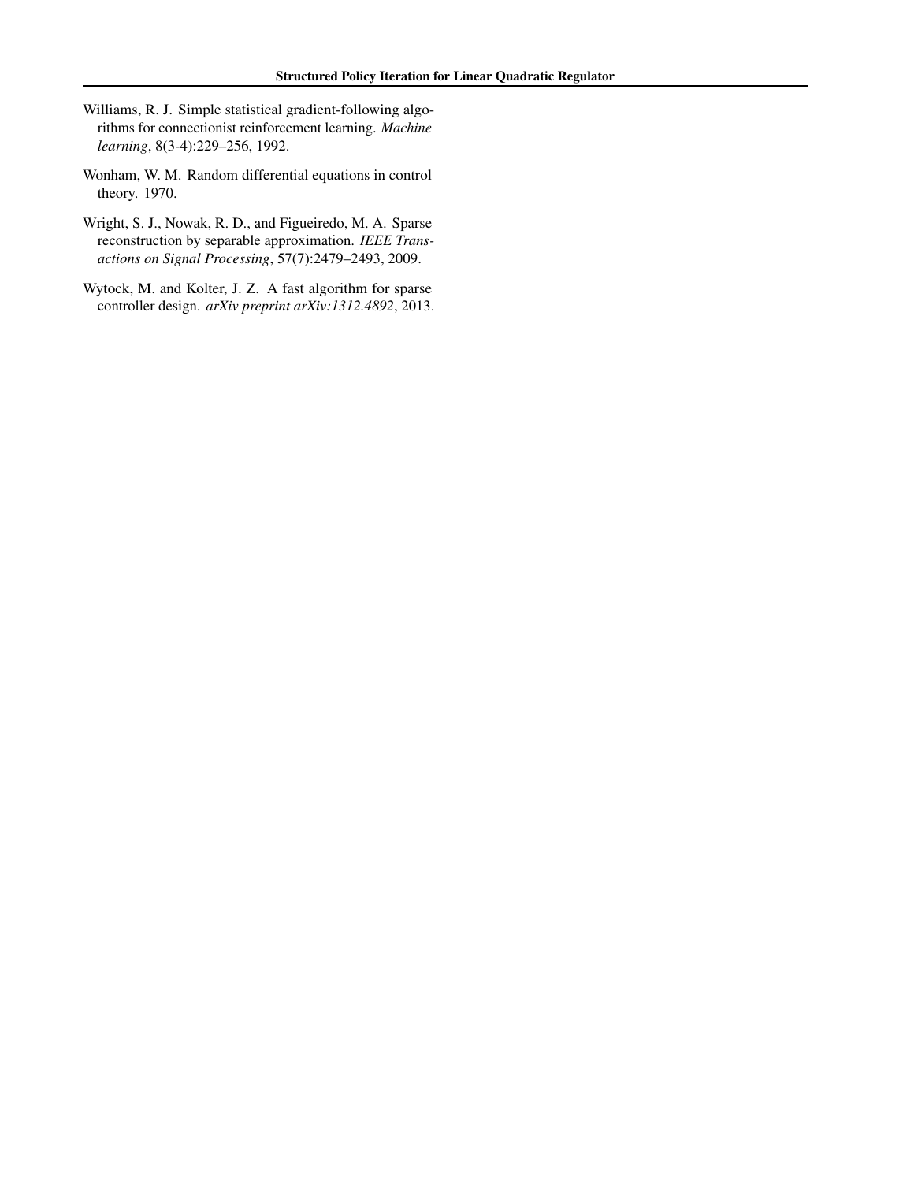Williams, R. J. Simple statistical gradient-following algorithms for connectionist reinforcement learning. *Machine learning*, 8(3-4):229–256, 1992.

Wonham, W. M. Random differential equations in control theory. 1970.

Wright, S. J., Nowak, R. D., and Figueiredo, M. A. Sparse reconstruction by separable approximation. *IEEE Transactions on Signal Processing*, 57(7):2479–2493, 2009.

Wytock, M. and Kolter, J. Z. A fast algorithm for sparse controller design. *arXiv preprint arXiv:1312.4892*, 2013.